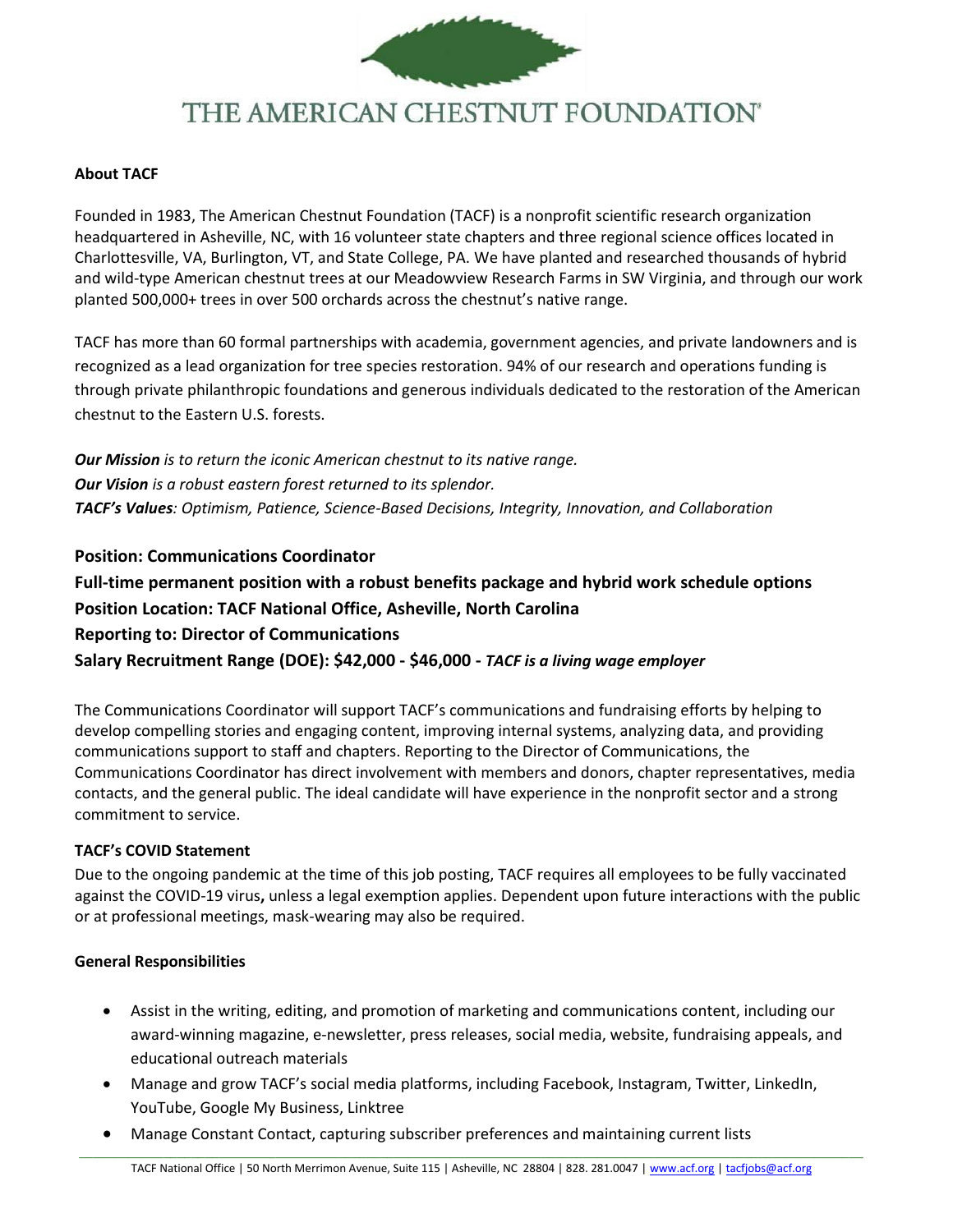# THE AMERICAN CHESTNUT FOUNDATION®

**About TACF**

Founded in 1983, The American Chestnut Foundation (TACF) is a nonprofit scientific research organization headquartered in Asheville, NC, with 16 volunteer state chapters and three regional science offices located in Charlottesville, VA, Burlington, VT, and State College, PA. We have planted and researched thousands of hybrid and wild-type American chestnut trees at our Meadowview Research Farms in SW Virginia, and through our work planted 500,000+ trees in over 500 orchards across the chestnut's native range.

TACF has more than 60 formal partnerships with academia, government agencies, and private landowners and is recognized as a lead organization for tree species restoration. 94% of our research and operations funding is through private philanthropic foundations and generous individuals dedicated to the restoration of the American chestnut to the Eastern U.S. forests.

***Our Mission*** *is to return the iconic American chestnut to its native range.*
***Our Vision*** *is a robust eastern forest returned to its splendor.*
***TACF's Values****: Optimism, Patience, Science-Based Decisions, Integrity, Innovation, and Collaboration*

**Position: Communications Coordinator**
**Full-time permanent position with a robust benefits package and hybrid work schedule options**
**Position Location: TACF National Office, Asheville, North Carolina**
**Reporting to: Director of Communications**
**Salary Recruitment Range (DOE): $42,000 - $46,000 -** ***TACF is a living wage employer***

The Communications Coordinator will support TACF's communications and fundraising efforts by helping to develop compelling stories and engaging content, improving internal systems, analyzing data, and providing communications support to staff and chapters. Reporting to the Director of Communications, the Communications Coordinator has direct involvement with members and donors, chapter representatives, media contacts, and the general public. The ideal candidate will have experience in the nonprofit sector and a strong commitment to service.

**TACF's COVID Statement**
Due to the ongoing pandemic at the time of this job posting, TACF requires all employees to be fully vaccinated against the COVID-19 virus**,** unless a legal exemption applies. Dependent upon future interactions with the public or at professional meetings, mask-wearing may also be required.

**General Responsibilities**

- Assist in the writing, editing, and promotion of marketing and communications content, including our award-winning magazine, e-newsletter, press releases, social media, website, fundraising appeals, and educational outreach materials
- Manage and grow TACF's social media platforms, including Facebook, Instagram, Twitter, LinkedIn, YouTube, Google My Business, Linktree
- Manage Constant Contact, capturing subscriber preferences and maintaining current lists

TACF National Office | 50 North Merrimon Avenue, Suite 115 | Asheville, NC 28804 | 828. 281.0047 | www.acf.org | tacfjobs@acf.org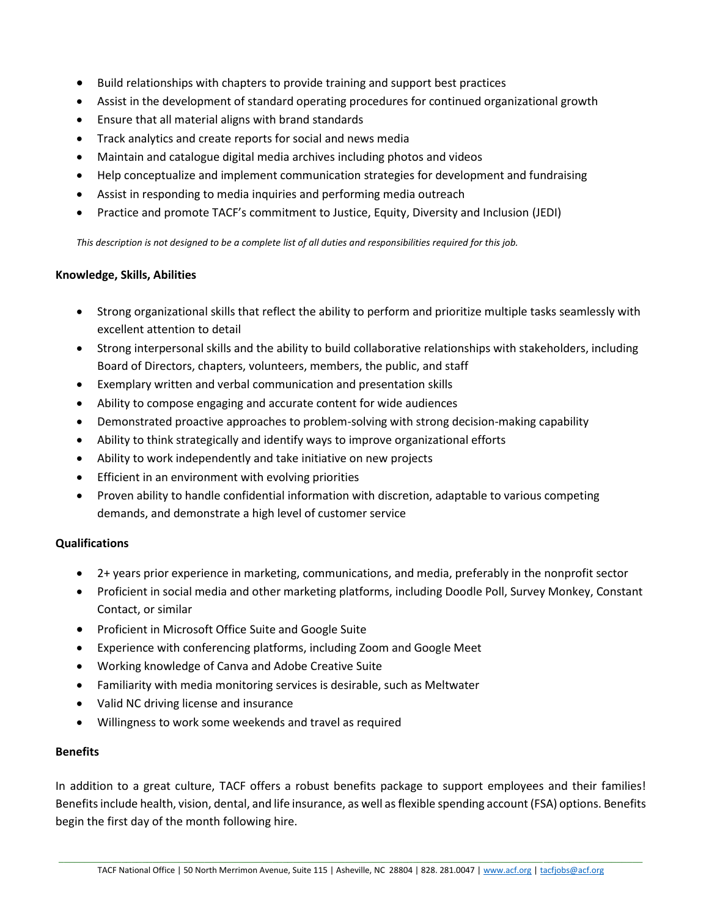- Build relationships with chapters to provide training and support best practices
- Assist in the development of standard operating procedures for continued organizational growth
- Ensure that all material aligns with brand standards
- Track analytics and create reports for social and news media
- Maintain and catalogue digital media archives including photos and videos
- Help conceptualize and implement communication strategies for development and fundraising
- Assist in responding to media inquiries and performing media outreach
- Practice and promote TACF's commitment to Justice, Equity, Diversity and Inclusion (JEDI)

*This description is not designed to be a complete list of all duties and responsibilities required for this job.*

**Knowledge, Skills, Abilities**

- Strong organizational skills that reflect the ability to perform and prioritize multiple tasks seamlessly with excellent attention to detail
- Strong interpersonal skills and the ability to build collaborative relationships with stakeholders, including Board of Directors, chapters, volunteers, members, the public, and staff
- Exemplary written and verbal communication and presentation skills
- Ability to compose engaging and accurate content for wide audiences
- Demonstrated proactive approaches to problem-solving with strong decision-making capability
- Ability to think strategically and identify ways to improve organizational efforts
- Ability to work independently and take initiative on new projects
- Efficient in an environment with evolving priorities
- Proven ability to handle confidential information with discretion, adaptable to various competing demands, and demonstrate a high level of customer service

**Qualifications**

- 2+ years prior experience in marketing, communications, and media, preferably in the nonprofit sector
- Proficient in social media and other marketing platforms, including Doodle Poll, Survey Monkey, Constant Contact, or similar
- Proficient in Microsoft Office Suite and Google Suite
- Experience with conferencing platforms, including Zoom and Google Meet
- Working knowledge of Canva and Adobe Creative Suite
- Familiarity with media monitoring services is desirable, such as Meltwater
- Valid NC driving license and insurance
- Willingness to work some weekends and travel as required

**Benefits**

In addition to a great culture, TACF offers a robust benefits package to support employees and their families! Benefits include health, vision, dental, and life insurance, as well as flexible spending account (FSA) options. Benefits begin the first day of the month following hire.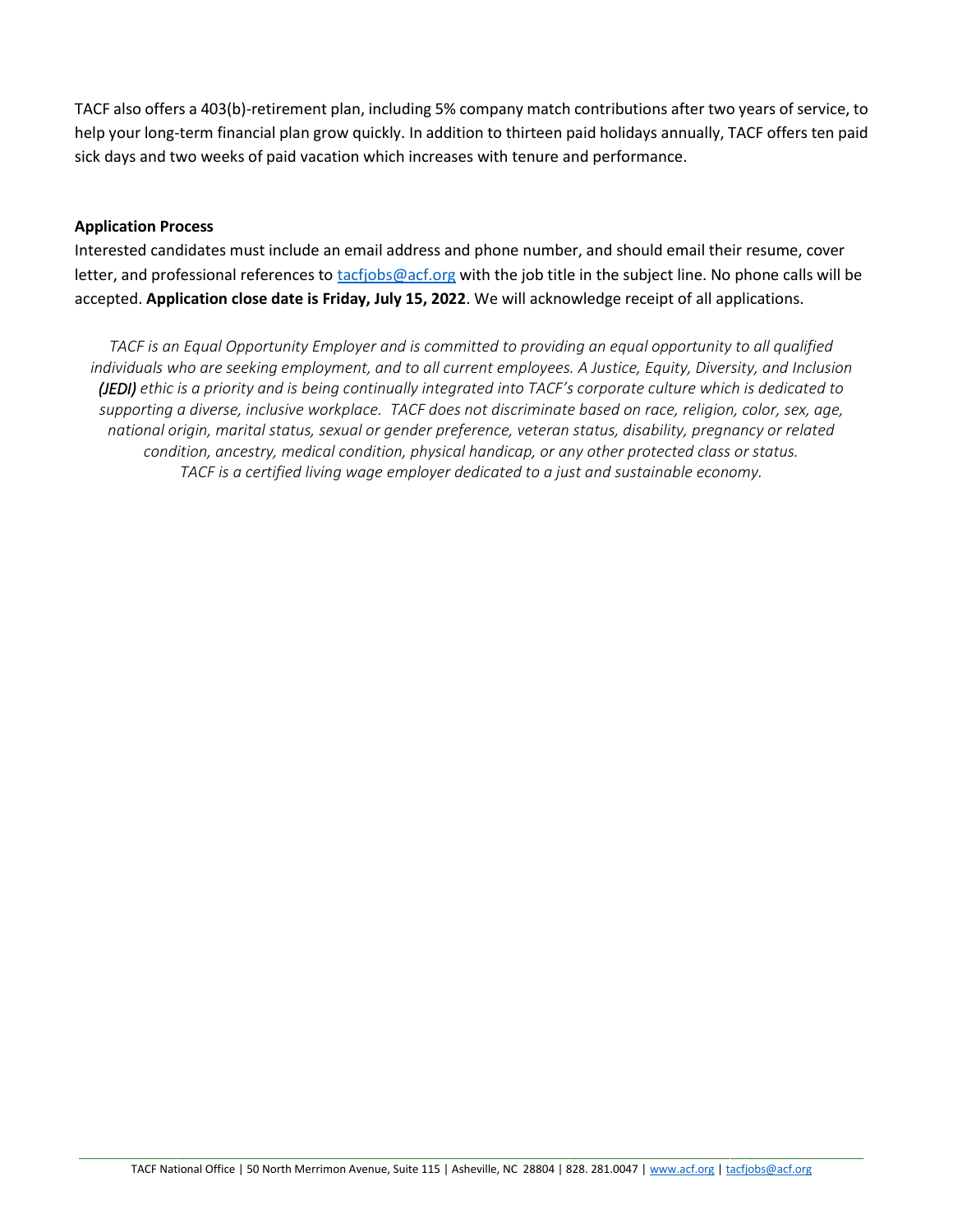TACF also offers a 403(b)-retirement plan, including 5% company match contributions after two years of service, to help your long-term financial plan grow quickly. In addition to thirteen paid holidays annually, TACF offers ten paid sick days and two weeks of paid vacation which increases with tenure and performance.

**Application Process**

Interested candidates must include an email address and phone number, and should email their resume, cover letter, and professional references to tacfjobs@acf.org with the job title in the subject line. No phone calls will be accepted. **Application close date is Friday, July 15, 2022**. We will acknowledge receipt of all applications.

*TACF is an Equal Opportunity Employer and is committed to providing an equal opportunity to all qualified individuals who are seeking employment, and to all current employees. A Justice, Equity, Diversity, and Inclusion (JEDI) ethic is a priority and is being continually integrated into TACF's corporate culture which is dedicated to supporting a diverse, inclusive workplace. TACF does not discriminate based on race, religion, color, sex, age, national origin, marital status, sexual or gender preference, veteran status, disability, pregnancy or related condition, ancestry, medical condition, physical handicap, or any other protected class or status.*
*TACF is a certified living wage employer dedicated to a just and sustainable economy.*